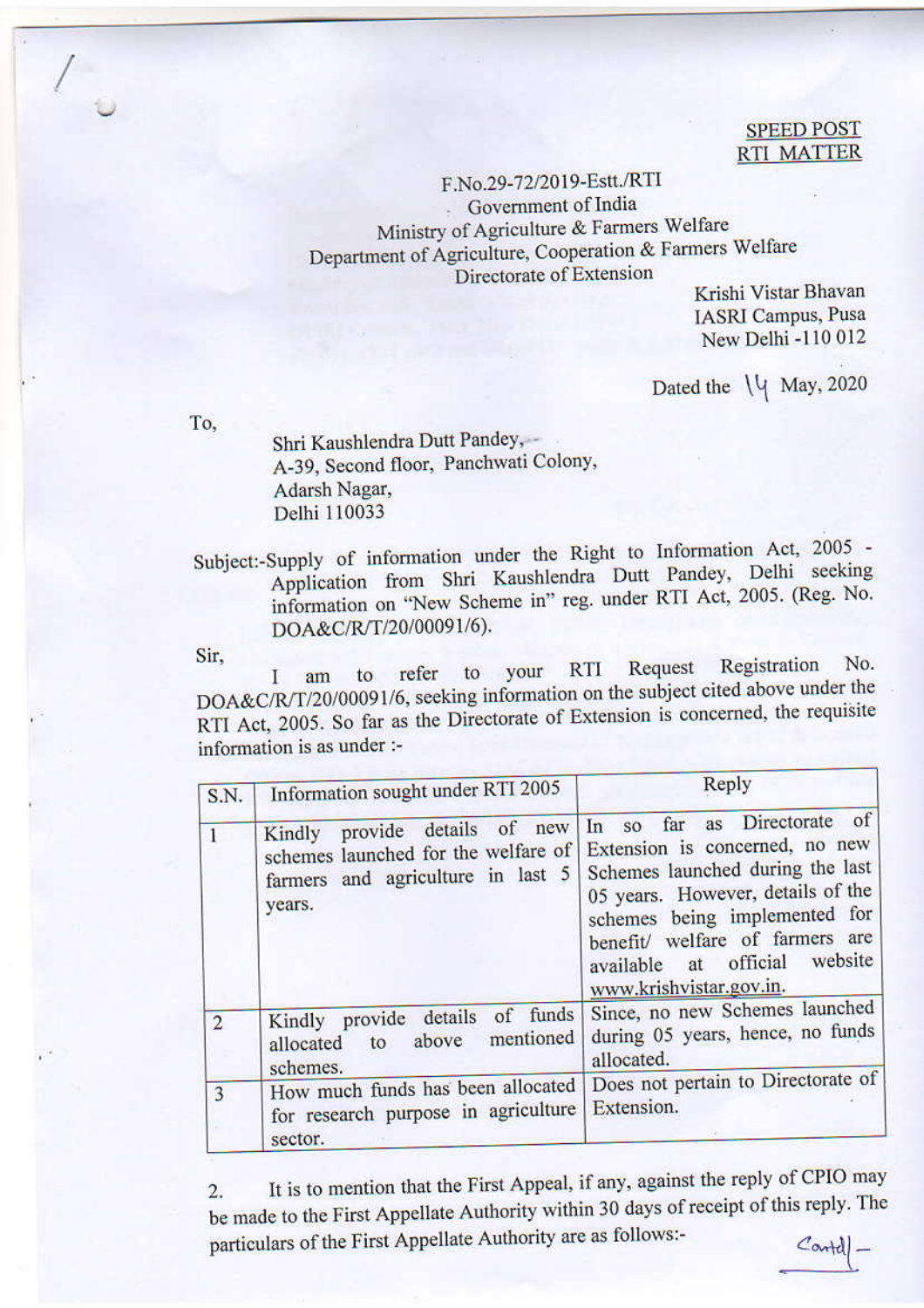**SPEED POST**
**RTI MATTER**

F.No.29-72/2019-Estt./RTI
Government of India
Ministry of Agriculture & Farmers Welfare
Department of Agriculture, Cooperation & Farmers Welfare
Directorate of Extension

Krishi Vistar Bhavan
IASRI Campus, Pusa
New Delhi -110 012

Dated the 14 May, 2020

To,

Shri Kaushlendra Dutt Pandey,
A-39, Second floor, Panchwati Colony,
Adarsh Nagar,
Delhi 110033

Subject:-Supply of information under the Right to Information Act, 2005 - Application from Shri Kaushlendra Dutt Pandey, Delhi seeking information on "New Scheme in" reg. under RTI Act, 2005. (Reg. No. DOA&C/R/T/20/00091/6).

Sir,

I am to refer to your RTI Request Registration No. DOA&C/R/T/20/00091/6, seeking information on the subject cited above under the RTI Act, 2005. So far as the Directorate of Extension is concerned, the requisite information is as under :-

| S.N. | Information sought under RTI 2005 | Reply |
|---|---|---|
| 1 | Kindly provide details of new schemes launched for the welfare of farmers and agriculture in last 5 years. | In so far as Directorate of Extension is concerned, no new Schemes launched during the last 05 years. However, details of the schemes being implemented for benefit/ welfare of farmers are available at official website www.krishvistar.gov.in. |
| 2 | Kindly provide details of funds allocated to above mentioned schemes. | Since, no new Schemes launched during 05 years, hence, no funds allocated. |
| 3 | How much funds has been allocated for research purpose in agriculture sector. | Does not pertain to Directorate of Extension. |

2. It is to mention that the First Appeal, if any, against the reply of CPIO may be made to the First Appellate Authority within 30 days of receipt of this reply. The particulars of the First Appellate Authority are as follows:-

Contd/-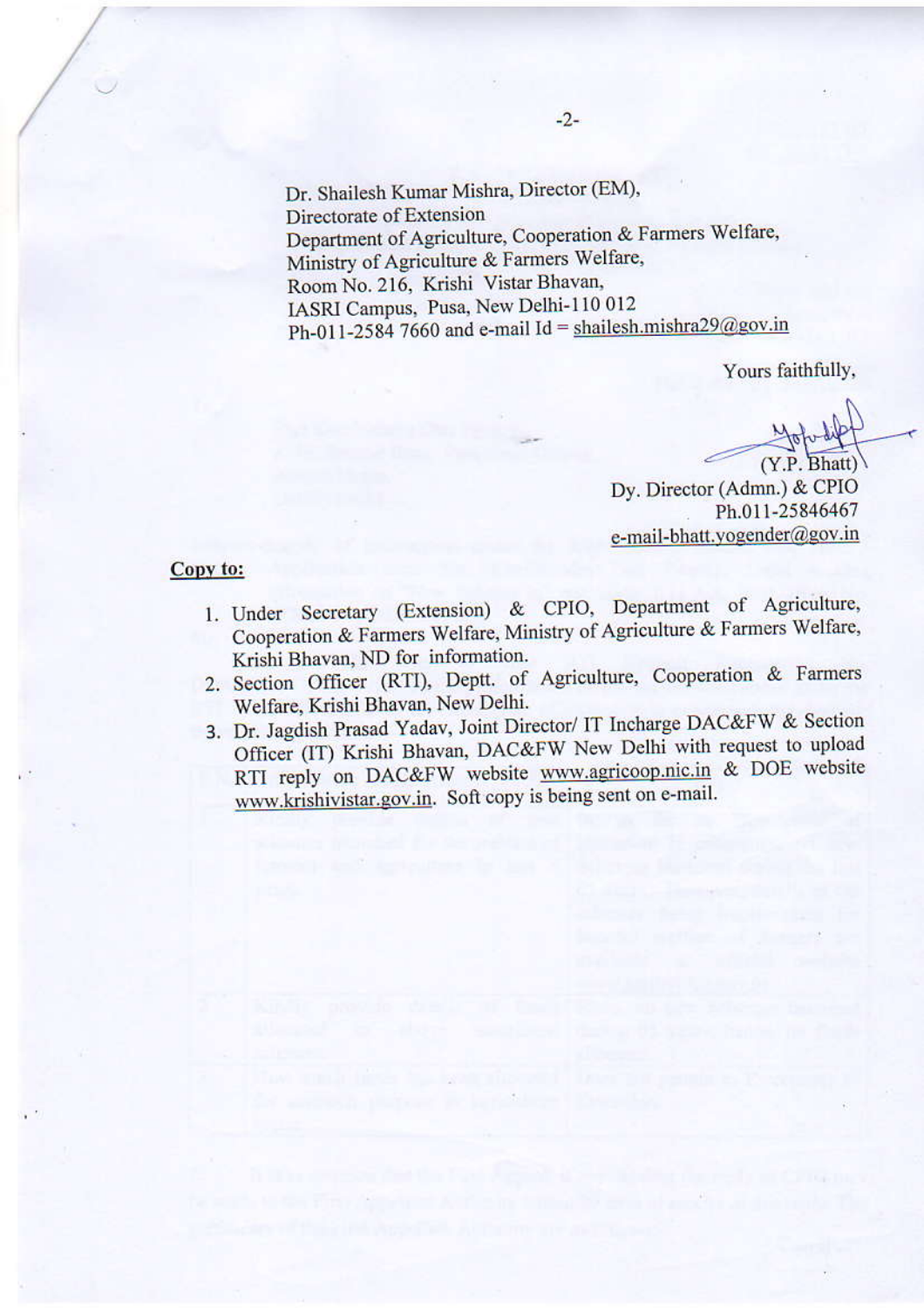Dr. Shailesh Kumar Mishra, Director (EM),
Directorate of Extension
Department of Agriculture, Cooperation & Farmers Welfare,
Ministry of Agriculture & Farmers Welfare,
Room No. 216, Krishi Vistar Bhavan,
IASRI Campus, Pusa, New Delhi-110 012
Ph-011-2584 7660 and e-mail Id = shailesh.mishra29@gov.in

Yours faithfully,

(Y.P. Bhatt)
Dy. Director (Admn.) & CPIO
Ph.011-25846467
e-mail-bhatt.yogender@gov.in

**Copy to:**

1. Under Secretary (Extension) & CPIO, Department of Agriculture, Cooperation & Farmers Welfare, Ministry of Agriculture & Farmers Welfare, Krishi Bhavan, ND for information.
2. Section Officer (RTI), Deptt. of Agriculture, Cooperation & Farmers Welfare, Krishi Bhavan, New Delhi.
3. Dr. Jagdish Prasad Yadav, Joint Director/ IT Incharge DAC&FW & Section Officer (IT) Krishi Bhavan, DAC&FW New Delhi with request to upload RTI reply on DAC&FW website www.agricoop.nic.in & DOE website www.krishivistar.gov.in. Soft copy is being sent on e-mail.